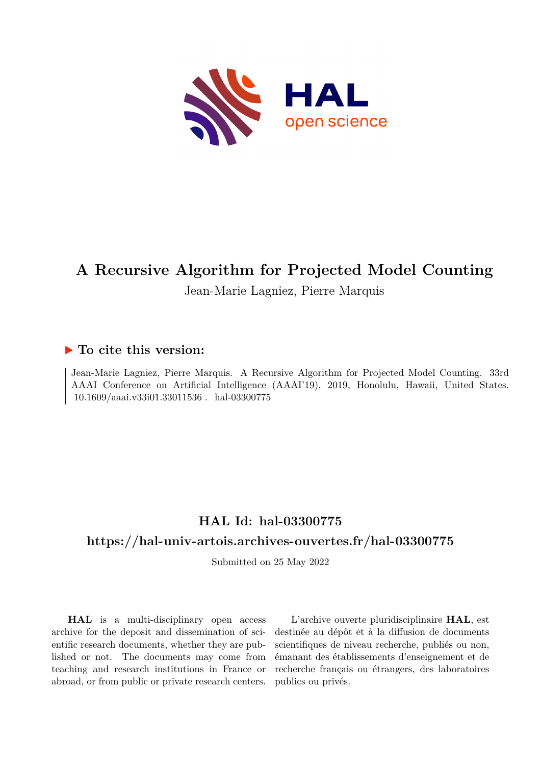# A Recursive Algorithm for Projected Model Counting

Jean-Marie Lagniez, Pierre Marquis

## ▶ To cite this version:

Jean-Marie Lagniez, Pierre Marquis. A Recursive Algorithm for Projected Model Counting. 33rd AAAI Conference on Artificial Intelligence (AAAI'19), 2019, Honolulu, Hawaii, United States. 10.1609/aaai.v33i01.33011536 . hal-03300775

## HAL Id: hal-03300775

## https://hal-univ-artois.archives-ouvertes.fr/hal-03300775

Submitted on 25 May 2022

**HAL** is a multi-disciplinary open access archive for the deposit and dissemination of scientific research documents, whether they are published or not. The documents may come from teaching and research institutions in France or abroad, or from public or private research centers.

L'archive ouverte pluridisciplinaire **HAL**, est destinée au dépôt et à la diffusion de documents scientifiques de niveau recherche, publiés ou non, émanant des établissements d'enseignement et de recherche français ou étrangers, des laboratoires publics ou privés.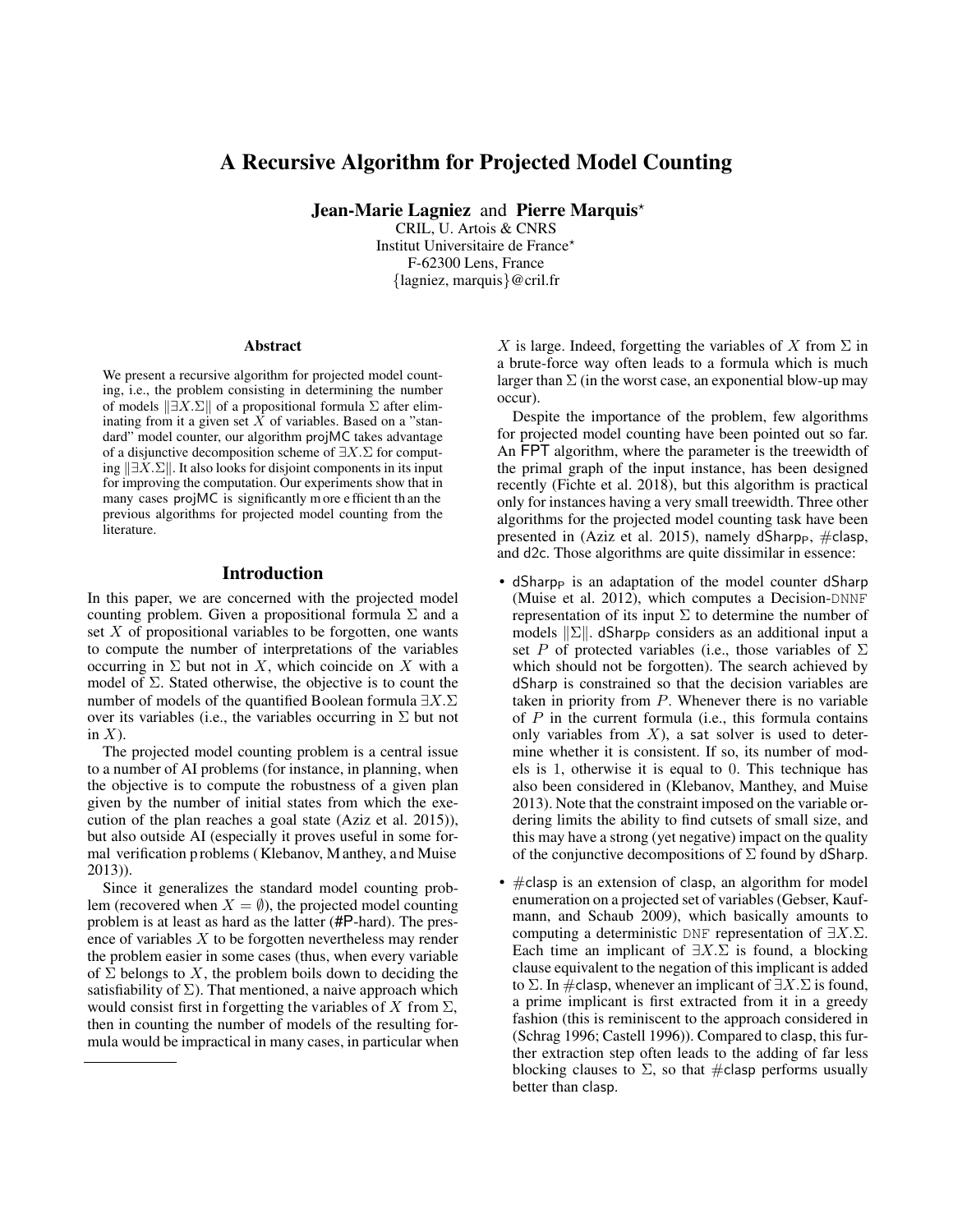# A Recursive Algorithm for Projected Model Counting

**Jean-Marie Lagniez** and **Pierre Marquis**[⋆]

CRIL, U. Artois & CNRS
Institut Universitaire de France[⋆]
F-62300 Lens, France
{lagniez, marquis}@cril.fr

### Abstract

We present a recursive algorithm for projected model counting, i.e., the problem consisting in determining the number of models $\|\exists X.\Sigma\|$ of a propositional formula $\Sigma$ after eliminating from it a given set $X$ of variables. Based on a "standard" model counter, our algorithm projMC takes advantage of a disjunctive decomposition scheme of $\exists X.\Sigma$ for computing $\|\exists X.\Sigma\|$. It also looks for disjoint components in its input for improving the computation. Our experiments show that in many cases projMC is significantly more efficient than the previous algorithms for projected model counting from the literature.

## Introduction

In this paper, we are concerned with the projected model counting problem. Given a propositional formula $\Sigma$ and a set $X$ of propositional variables to be forgotten, one wants to compute the number of interpretations of the variables occurring in $\Sigma$ but not in $X$, which coincide on $X$ with a model of $\Sigma$. Stated otherwise, the objective is to count the number of models of the quantified Boolean formula $\exists X.\Sigma$ over its variables (i.e., the variables occurring in $\Sigma$ but not in $X$).

The projected model counting problem is a central issue to a number of AI problems (for instance, in planning, when the objective is to compute the robustness of a given plan given by the number of initial states from which the execution of the plan reaches a goal state (Aziz et al. 2015)), but also outside AI (especially it proves useful in some formal verification problems (Klebanov, Manthey, and Muise 2013)).

Since it generalizes the standard model counting problem (recovered when $X = \emptyset$), the projected model counting problem is at least as hard as the latter (#P-hard). The presence of variables $X$ to be forgotten nevertheless may render the problem easier in some cases (thus, when every variable of $\Sigma$ belongs to $X$, the problem boils down to deciding the satisfiability of $\Sigma$). That mentioned, a naive approach which would consist first in forgetting the variables of $X$ from $\Sigma$, then in counting the number of models of the resulting formula would be impractical in many cases, in particular when $X$ is large. Indeed, forgetting the variables of $X$ from $\Sigma$ in a brute-force way often leads to a formula which is much larger than $\Sigma$ (in the worst case, an exponential blow-up may occur).

Despite the importance of the problem, few algorithms for projected model counting have been pointed out so far. An FPT algorithm, where the parameter is the treewidth of the primal graph of the input instance, has been designed recently (Fichte et al. 2018), but this algorithm is practical only for instances having a very small treewidth. Three other algorithms for the projected model counting task have been presented in (Aziz et al. 2015), namely $\text{dSharp}_\text{P}$, #clasp, and d2c. Those algorithms are quite dissimilar in essence:

- $\text{dSharp}_\text{P}$ is an adaptation of the model counter dSharp (Muise et al. 2012), which computes a Decision-DNNF representation of its input $\Sigma$ to determine the number of models $\|\Sigma\|$. $\text{dSharp}_\text{P}$ considers as an additional input a set $P$ of protected variables (i.e., those variables of $\Sigma$ which should not be forgotten). The search achieved by dSharp is constrained so that the decision variables are taken in priority from $P$. Whenever there is no variable of $P$ in the current formula (i.e., this formula contains only variables from $X$), a sat solver is used to determine whether it is consistent. If so, its number of models is 1, otherwise it is equal to 0. This technique has also been considered in (Klebanov, Manthey, and Muise 2013). Note that the constraint imposed on the variable ordering limits the ability to find cutsets of small size, and this may have a strong (yet negative) impact on the quality of the conjunctive decompositions of $\Sigma$ found by dSharp.
- #clasp is an extension of clasp, an algorithm for model enumeration on a projected set of variables (Gebser, Kaufmann, and Schaub 2009), which basically amounts to computing a deterministic DNF representation of $\exists X.\Sigma$. Each time an implicant of $\exists X.\Sigma$ is found, a blocking clause equivalent to the negation of this implicant is added to $\Sigma$. In #clasp, whenever an implicant of $\exists X.\Sigma$ is found, a prime implicant is first extracted from it in a greedy fashion (this is reminiscent to the approach considered in (Schrag 1996; Castell 1996)). Compared to clasp, this further extraction step often leads to the adding of far less blocking clauses to $\Sigma$, so that #clasp performs usually better than clasp.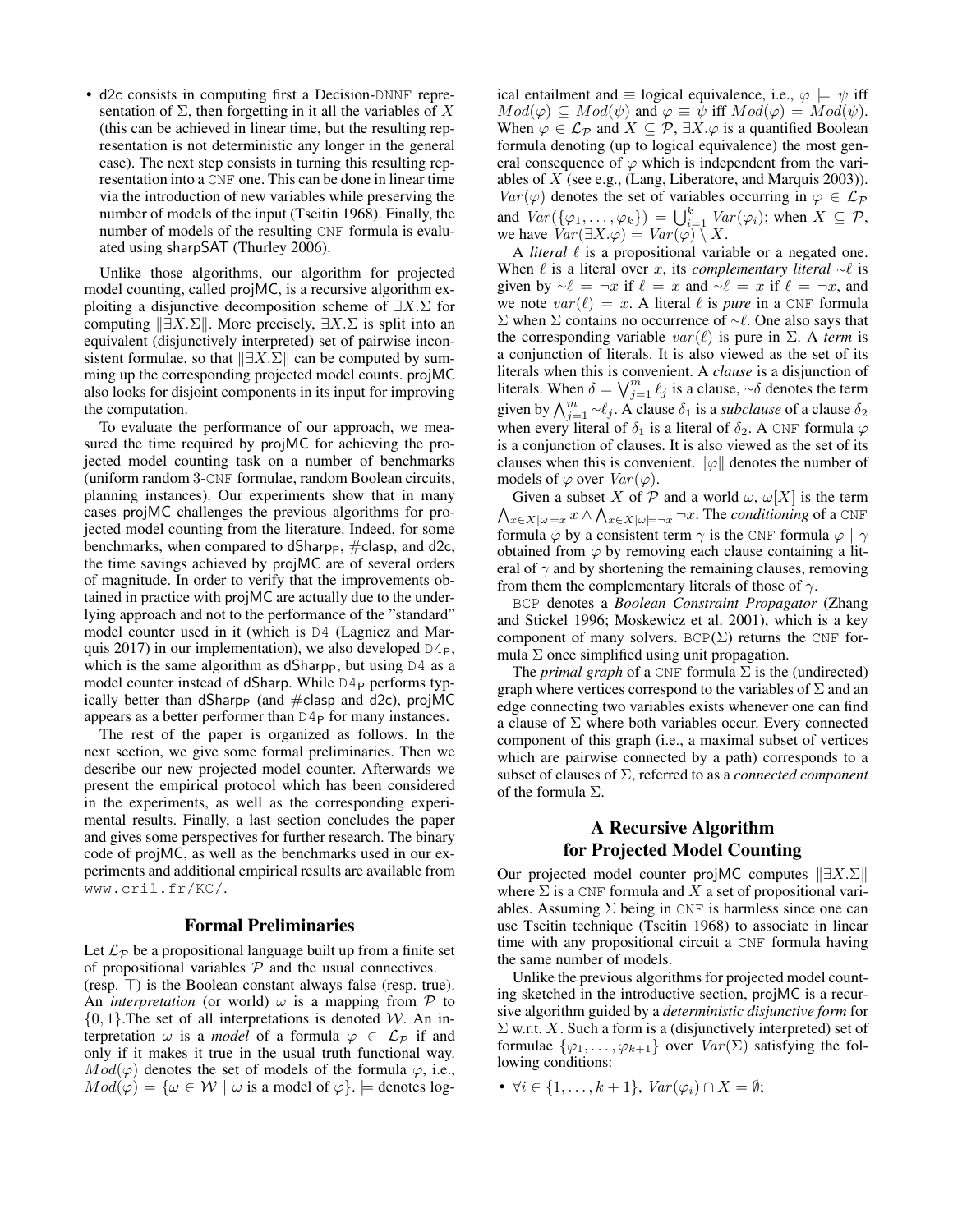- d2c consists in computing first a Decision-DNNF representation of $\Sigma$, then forgetting in it all the variables of $X$ (this can be achieved in linear time, but the resulting representation is not deterministic any longer in the general case). The next step consists in turning this resulting representation into a CNF one. This can be done in linear time via the introduction of new variables while preserving the number of models of the input (Tseitin 1968). Finally, the number of models of the resulting CNF formula is evaluated using sharpSAT (Thurley 2006).

Unlike those algorithms, our algorithm for projected model counting, called projMC, is a recursive algorithm exploiting a disjunctive decomposition scheme of $\exists X.\Sigma$ for computing $\|\exists X.\Sigma\|$. More precisely, $\exists X.\Sigma$ is split into an equivalent (disjunctively interpreted) set of pairwise inconsistent formulae, so that $\|\exists X.\Sigma\|$ can be computed by summing up the corresponding projected model counts. projMC also looks for disjoint components in its input for improving the computation.

To evaluate the performance of our approach, we measured the time required by projMC for achieving the projected model counting task on a number of benchmarks (uniform random 3-CNF formulae, random Boolean circuits, planning instances). Our experiments show that in many cases projMC challenges the previous algorithms for projected model counting from the literature. Indeed, for some benchmarks, when compared to $\text{dSharp}_\text{P}$, #clasp, and d2c, the time savings achieved by projMC are of several orders of magnitude. In order to verify that the improvements obtained in practice with projMC are actually due to the underlying approach and not to the performance of the "standard" model counter used in it (which is D4 (Lagniez and Marquis 2017) in our implementation), we also developed $\text{D4}_\text{P}$, which is the same algorithm as $\text{dSharp}_\text{P}$, but using D4 as a model counter instead of dSharp. While $\text{D4}_\text{P}$ performs typically better than $\text{dSharp}_\text{P}$ (and #clasp and d2c), projMC appears as a better performer than $\text{D4}_\text{P}$ for many instances.

The rest of the paper is organized as follows. In the next section, we give some formal preliminaries. Then we describe our new projected model counter. Afterwards we present the empirical protocol which has been considered in the experiments, as well as the corresponding experimental results. Finally, a last section concludes the paper and gives some perspectives for further research. The binary code of projMC, as well as the benchmarks used in our experiments and additional empirical results are available from www.cril.fr/KC/.

## Formal Preliminaries

Let $\mathcal{L}_\mathcal{P}$ be a propositional language built up from a finite set of propositional variables $\mathcal{P}$ and the usual connectives. $\bot$ (resp. $\top$) is the Boolean constant always false (resp. true). An *interpretation* (or world) $\omega$ is a mapping from $\mathcal{P}$ to $\{0, 1\}$.The set of all interpretations is denoted $\mathcal{W}$. An interpretation $\omega$ is a *model* of a formula $\varphi \in \mathcal{L}_\mathcal{P}$ if and only if it makes it true in the usual truth functional way. $Mod(\varphi)$ denotes the set of models of the formula $\varphi$, i.e., $Mod(\varphi) = \{\omega \in \mathcal{W} \mid \omega \text{ is a model of } \varphi\}$. $\models$ denotes logical entailment and $\equiv$ logical equivalence, i.e., $\varphi \models \psi$ iff $Mod(\varphi) \subseteq Mod(\psi)$ and $\varphi \equiv \psi$ iff $Mod(\varphi) = Mod(\psi)$. When $\varphi \in \mathcal{L}_\mathcal{P}$ and $X \subseteq \mathcal{P}$, $\exists X.\varphi$ is a quantified Boolean formula denoting (up to logical equivalence) the most general consequence of $\varphi$ which is independent from the variables of $X$ (see e.g., (Lang, Liberatore, and Marquis 2003)). $Var(\varphi)$ denotes the set of variables occurring in $\varphi \in \mathcal{L}_\mathcal{P}$ and $Var(\{\varphi_1, \ldots, \varphi_k\}) = \bigcup_{i=1}^{k} Var(\varphi_i)$; when $X \subseteq \mathcal{P}$, we have $Var(\exists X.\varphi) = Var(\varphi) \setminus X$.

A *literal* $\ell$ is a propositional variable or a negated one. When $\ell$ is a literal over $x$, its *complementary literal* $\sim\ell$ is given by $\sim\ell = \neg x$ if $\ell = x$ and $\sim\ell = x$ if $\ell = \neg x$, and we note $var(\ell) = x$. A literal $\ell$ is *pure* in a CNF formula $\Sigma$ when $\Sigma$ contains no occurrence of $\sim\ell$. One also says that the corresponding variable $var(\ell)$ is pure in $\Sigma$. A *term* is a conjunction of literals. It is also viewed as the set of its literals when this is convenient. A *clause* is a disjunction of literals. When $\delta = \bigvee_{j=1}^{m} \ell_j$ is a clause, $\sim\delta$ denotes the term given by $\bigwedge_{j=1}^{m} \sim\ell_j$. A clause $\delta_1$ is a *subclause* of a clause $\delta_2$ when every literal of $\delta_1$ is a literal of $\delta_2$. A CNF formula $\varphi$ is a conjunction of clauses. It is also viewed as the set of its clauses when this is convenient. $\|\varphi\|$ denotes the number of models of $\varphi$ over $Var(\varphi)$.

Given a subset $X$ of $\mathcal{P}$ and a world $\omega$, $\omega[X]$ is the term $\bigwedge_{x \in X | \omega \models x} x \wedge \bigwedge_{x \in X | \omega \models \neg x} \neg x$. The *conditioning* of a CNF formula $\varphi$ by a consistent term $\gamma$ is the CNF formula $\varphi \mid \gamma$ obtained from $\varphi$ by removing each clause containing a literal of $\gamma$ and by shortening the remaining clauses, removing from them the complementary literals of those of $\gamma$.

BCP denotes a *Boolean Constraint Propagator* (Zhang and Stickel 1996; Moskewicz et al. 2001), which is a key component of many solvers. $\text{BCP}(\Sigma)$ returns the CNF formula $\Sigma$ once simplified using unit propagation.

The *primal graph* of a CNF formula $\Sigma$ is the (undirected) graph where vertices correspond to the variables of $\Sigma$ and an edge connecting two variables exists whenever one can find a clause of $\Sigma$ where both variables occur. Every connected component of this graph (i.e., a maximal subset of vertices which are pairwise connected by a path) corresponds to a subset of clauses of $\Sigma$, referred to as a *connected component* of the formula $\Sigma$.

## A Recursive Algorithm for Projected Model Counting

Our projected model counter projMC computes $\|\exists X.\Sigma\|$ where $\Sigma$ is a CNF formula and $X$ a set of propositional variables. Assuming $\Sigma$ being in CNF is harmless since one can use Tseitin technique (Tseitin 1968) to associate in linear time with any propositional circuit a CNF formula having the same number of models.

Unlike the previous algorithms for projected model counting sketched in the introductive section, projMC is a recursive algorithm guided by a *deterministic disjunctive form* for $\Sigma$ w.r.t. $X$. Such a form is a (disjunctively interpreted) set of formulae $\{\varphi_1, \ldots, \varphi_{k+1}\}$ over $Var(\Sigma)$ satisfying the following conditions:

- $\forall i \in \{1, \ldots, k+1\}$, $Var(\varphi_i) \cap X = \emptyset$;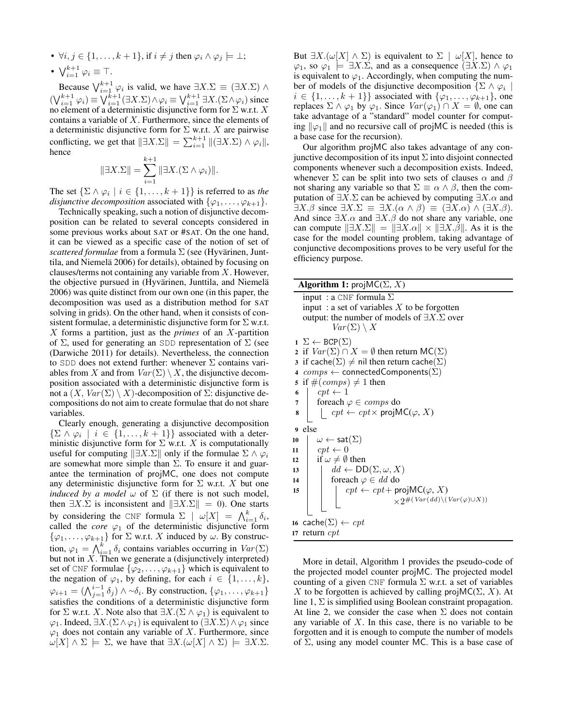- $\forall i, j \in \{1, \ldots, k+1\}$, if $i \neq j$ then $\varphi_i \wedge \varphi_j \models \bot$;
- $\bigvee_{i=1}^{k+1} \varphi_i \equiv \top$.

Because $\bigvee_{i=1}^{k+1} \varphi_i$ is valid, we have $\exists X.\Sigma \equiv (\exists X.\Sigma) \wedge (\bigvee_{i=1}^{k+1} \varphi_i) \equiv \bigvee_{i=1}^{k+1} (\exists X.\Sigma) \wedge \varphi_i \equiv \bigvee_{i=1}^{k+1} \exists X.(\Sigma \wedge \varphi_i)$ since no element of a deterministic disjunctive form for $\Sigma$ w.r.t. $X$ contains a variable of $X$. Furthermore, since the elements of a deterministic disjunctive form for $\Sigma$ w.r.t. $X$ are pairwise conflicting, we get that $\|\exists X.\Sigma\| = \sum_{i=1}^{k+1} \|(\exists X.\Sigma) \wedge \varphi_i\|$, hence

$$\|\exists X.\Sigma\| = \sum_{i=1}^{k+1} \|\exists X.(\Sigma \wedge \varphi_i)\|.$$

The set $\{\Sigma \wedge \varphi_i \mid i \in \{1, \ldots, k+1\}\}$ is referred to as *the disjunctive decomposition* associated with $\{\varphi_1, \ldots, \varphi_{k+1}\}$.

Technically speaking, such a notion of disjunctive decomposition can be related to several concepts considered in some previous works about SAT or #SAT. On the one hand, it can be viewed as a specific case of the notion of set of *scattered formulae* from a formula $\Sigma$ (see (Hyvärinen, Junttila, and Niemelä 2006) for details), obtained by focusing on clauses/terms not containing any variable from $X$. However, the objective pursued in (Hyvärinen, Junttila, and Niemelä 2006) was quite distinct from our own one (in this paper, the decomposition was used as a distribution method for SAT solving in grids). On the other hand, when it consists of consistent formulae, a deterministic disjunctive form for $\Sigma$ w.r.t. $X$ forms a partition, just as the *primes* of an $X$-partition of $\Sigma$, used for generating an SDD representation of $\Sigma$ (see (Darwiche 2011) for details). Nevertheless, the connection to SDD does not extend further: whenever $\Sigma$ contains variables from $X$ and from $Var(\Sigma) \setminus X$, the disjunctive decomposition associated with a deterministic disjunctive form is not a $(X, Var(\Sigma) \setminus X)$-decomposition of $\Sigma$: disjunctive decompositions do not aim to create formulae that do not share variables.

Clearly enough, generating a disjunctive decomposition $\{\Sigma \wedge \varphi_i \mid i \in \{1, \ldots, k+1\}\}$ associated with a deterministic disjunctive form for $\Sigma$ w.r.t. $X$ is computationally useful for computing $\|\exists X.\Sigma\|$ only if the formulae $\Sigma \wedge \varphi_i$ are somewhat more simple than $\Sigma$. To ensure it and guarantee the termination of projMC, one does not compute any deterministic disjunctive form for $\Sigma$ w.r.t. $X$ but one *induced by a model* $\omega$ of $\Sigma$ (if there is not such model, then $\exists X.\Sigma$ is inconsistent and $\|\exists X.\Sigma\| = 0$). One starts by considering the CNF formula $\Sigma \mid \omega[X] = \bigwedge_{i=1}^{k} \delta_i$, called the *core* $\varphi_1$ of the deterministic disjunctive form $\{\varphi_1, \ldots, \varphi_{k+1}\}$ for $\Sigma$ w.r.t. $X$ induced by $\omega$. By construction, $\varphi_1 = \bigwedge_{i=1}^{k} \delta_i$ contains variables occurring in $Var(\Sigma)$ but not in $X$. Then we generate a (disjunctively interpreted) set of CNF formulae $\{\varphi_2, \ldots, \varphi_{k+1}\}$ which is equivalent to the negation of $\varphi_1$, by defining, for each $i \in \{1, \ldots, k\}$, $\varphi_{i+1} = (\bigwedge_{j=1}^{i-1} \delta_j) \wedge \sim\delta_i$. By construction, $\{\varphi_1, \ldots, \varphi_{k+1}\}$ satisfies the conditions of a deterministic disjunctive form for $\Sigma$ w.r.t. $X$. Note also that $\exists X.(\Sigma \wedge \varphi_1)$ is equivalent to $\varphi_1$. Indeed, $\exists X.(\Sigma \wedge \varphi_1)$ is equivalent to $(\exists X.\Sigma) \wedge \varphi_1$ since $\varphi_1$ does not contain any variable of $X$. Furthermore, since $\omega[X] \wedge \Sigma \models \Sigma$, we have that $\exists X.(\omega[X] \wedge \Sigma) \models \exists X.\Sigma$. But $\exists X.(\omega[X] \wedge \Sigma)$ is equivalent to $\Sigma \mid \omega[X]$, hence to $\varphi_1$, so $\varphi_1 \models \exists X.\Sigma$, and as a consequence $(\exists X.\Sigma) \wedge \varphi_1$ is equivalent to $\varphi_1$. Accordingly, when computing the number of models of the disjunctive decomposition $\{\Sigma \wedge \varphi_i \mid i \in \{1, \ldots, k+1\}\}$ associated with $\{\varphi_1, \ldots, \varphi_{k+1}\}$, one replaces $\Sigma \wedge \varphi_1$ by $\varphi_1$. Since $Var(\varphi_1) \cap X = \emptyset$, one can take advantage of a "standard" model counter for computing $\|\varphi_1\|$ and no recursive call of projMC is needed (this is a base case for the recursion).

Our algorithm projMC also takes advantage of any conjunctive decomposition of its input $\Sigma$ into disjoint connected components whenever such a decomposition exists. Indeed, whenever $\Sigma$ can be split into two sets of clauses $\alpha$ and $\beta$ not sharing any variable so that $\Sigma \equiv \alpha \wedge \beta$, then the computation of $\exists X.\Sigma$ can be achieved by computing $\exists X.\alpha$ and $\exists X.\beta$ since $\exists X.\Sigma \equiv \exists X.(\alpha \wedge \beta) \equiv (\exists X.\alpha) \wedge (\exists X.\beta)$. And since $\exists X.\alpha$ and $\exists X.\beta$ do not share any variable, one can compute $\|\exists X.\Sigma\| = \|\exists X.\alpha\| \times \|\exists X.\beta\|$. As it is the case for the model counting problem, taking advantage of conjunctive decompositions proves to be very useful for the efficiency purpose.

**Algorithm 1:** projMC($\Sigma$, $X$)

```
input : a CNF formula Σ
input : a set of variables X to be forgotten
output: the number of models of ∃X.Σ over
        Var(Σ) \ X
1  Σ ← BCP(Σ)
2  if Var(Σ) ∩ X = ∅ then return MC(Σ)
3  if cache(Σ) ≠ nil then return cache(Σ)
4  comps ← connectedComponents(Σ)
5  if #(comps) ≠ 1 then
6  |   cpt ← 1
7  |   foreach φ ∈ comps do
8  |   |_ cpt ← cpt× projMC(φ, X)
9  else
10 |   ω ← sat(Σ)
11 |   cpt ← 0
12 |   if ω ≠ ∅ then
13 |   |   dd ← DD(Σ, ω, X)
14 |   |   foreach φ ∈ dd do
15 |   |   |   cpt ← cpt+ projMC(φ, X)
   |   |   |         ×2^#(Var(dd)\(Var(φ)∪X))
16 cache(Σ) ← cpt
17 return cpt
```

More in detail, Algorithm 1 provides the pseudo-code of the projected model counter projMC. The projected model counting of a given CNF formula $\Sigma$ w.r.t. a set of variables $X$ to be forgotten is achieved by calling projMC($\Sigma$, $X$). At line 1, $\Sigma$ is simplified using Boolean constraint propagation. At line 2, we consider the case when $\Sigma$ does not contain any variable of $X$. In this case, there is no variable to be forgotten and it is enough to compute the number of models of $\Sigma$, using any model counter MC. This is a base case of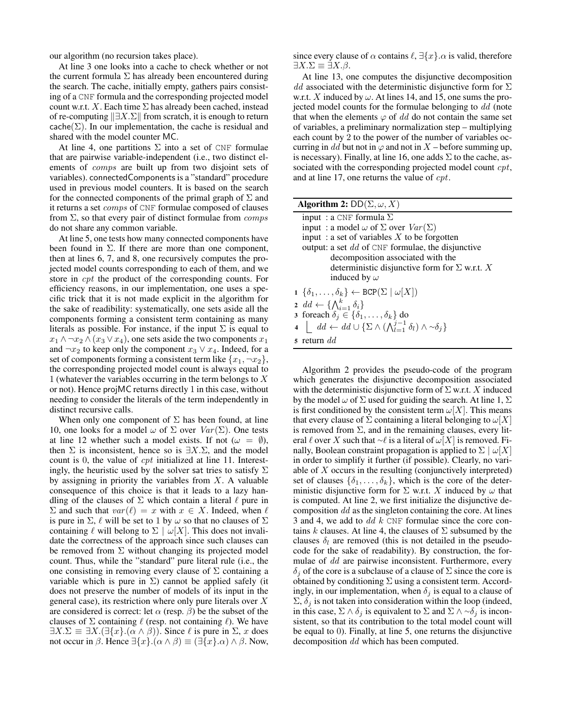our algorithm (no recursion takes place).

At line 3 one looks into a cache to check whether or not the current formula $\Sigma$ has already been encountered during the search. The cache, initially empty, gathers pairs consisting of a CNF formula and the corresponding projected model count w.r.t. $X$. Each time $\Sigma$ has already been cached, instead of re-computing $\|\exists X.\Sigma\|$ from scratch, it is enough to return $\mathsf{cache}(\Sigma)$. In our implementation, the cache is residual and shared with the model counter MC.

At line 4, one partitions $\Sigma$ into a set of CNF formulae that are pairwise variable-independent (i.e., two distinct elements of *comps* are built up from two disjoint sets of variables). connectedComponents is a "standard" procedure used in previous model counters. It is based on the search for the connected components of the primal graph of $\Sigma$ and it returns a set *comps* of CNF formulae composed of clauses from $\Sigma$, so that every pair of distinct formulae from *comps* do not share any common variable.

At line 5, one tests how many connected components have been found in $\Sigma$. If there are more than one component, then at lines 6, 7, and 8, one recursively computes the projected model counts corresponding to each of them, and we store in *cpt* the product of the corresponding counts. For efficiency reasons, in our implementation, one uses a specific trick that it is not made explicit in the algorithm for the sake of readibility: systematically, one sets aside all the components forming a consistent term containing as many literals as possible. For instance, if the input $\Sigma$ is equal to $x_1 \wedge \neg x_2 \wedge (x_3 \vee x_4)$, one sets aside the two components $x_1$ and $\neg x_2$ to keep only the component $x_3 \vee x_4$. Indeed, for a set of components forming a consistent term like $\{x_1, \neg x_2\}$, the corresponding projected model count is always equal to 1 (whatever the variables occurring in the term belongs to $X$ or not). Hence projMC returns directly 1 in this case, without needing to consider the literals of the term independently in distinct recursive calls.

When only one component of $\Sigma$ has been found, at line 10, one looks for a model $\omega$ of $\Sigma$ over $Var(\Sigma)$. One tests at line 12 whether such a model exists. If not ($\omega = \emptyset$), then $\Sigma$ is inconsistent, hence so is $\exists X.\Sigma$, and the model count is 0, the value of *cpt* initialized at line 11. Interestingly, the heuristic used by the solver sat tries to satisfy $\Sigma$ by assigning in priority the variables from $X$. A valuable consequence of this choice is that it leads to a lazy handling of the clauses of $\Sigma$ which contain a literal $\ell$ pure in $\Sigma$ and such that $var(\ell) = x$ with $x \in X$. Indeed, when $\ell$ is pure in $\Sigma$, $\ell$ will be set to 1 by $\omega$ so that no clauses of $\Sigma$ containing $\ell$ will belong to $\Sigma \mid \omega[X]$. This does not invalidate the correctness of the approach since such clauses can be removed from $\Sigma$ without changing its projected model count. Thus, while the "standard" pure literal rule (i.e., the one consisting in removing every clause of $\Sigma$ containing a variable which is pure in $\Sigma$) cannot be applied safely (it does not preserve the number of models of its input in the general case), its restriction where only pure literals over $X$ are considered is correct: let $\alpha$ (resp. $\beta$) be the subset of the clauses of $\Sigma$ containing $\ell$ (resp. not containing $\ell$). We have $\exists X.\Sigma \equiv \exists X.(\exists\{x\}.(\alpha \wedge \beta))$. Since $\ell$ is pure in $\Sigma$, $x$ does not occur in $\beta$. Hence $\exists\{x\}.(\alpha \wedge \beta) \equiv (\exists\{x\}.\alpha) \wedge \beta$. Now, since every clause of $\alpha$ contains $\ell$, $\exists\{x\}.\alpha$ is valid, therefore $\exists X.\Sigma \equiv \exists X.\beta$.

At line 13, one computes the disjunctive decomposition $dd$ associated with the deterministic disjunctive form for $\Sigma$ w.r.t. $X$ induced by $\omega$. At lines 14, and 15, one sums the projected model counts for the formulae belonging to $dd$ (note that when the elements $\varphi$ of $dd$ do not contain the same set of variables, a preliminary normalization step – multiplying each count by 2 to the power of the number of variables occurring in $dd$ but not in $\varphi$ and not in $X$ – before summing up, is necessary). Finally, at line 16, one adds $\Sigma$ to the cache, associated with the corresponding projected model count *cpt*, and at line 17, one returns the value of *cpt*.

**Algorithm 2:** $\mathsf{DD}(\Sigma, \omega, X)$

```
input : a CNF formula Σ
input : a model ω of Σ over Var(Σ)
input : a set of variables X to be forgotten
output: a set dd of CNF formulae, the disjunctive
        decomposition associated with the
        deterministic disjunctive form for Σ w.r.t. X
        induced by ω
1 {δ_1, ..., δ_k} ← BCP(Σ | ω[X])
2 dd ← {⋀_{i=1}^{k} δ_i}
3 foreach δ_j ∈ {δ_1, ..., δ_k} do
4     dd ← dd ∪ {Σ ∧ (⋀_{l=1}^{j-1} δ_l) ∧ ∼δ_j}
5 return dd
```

Algorithm 2 provides the pseudo-code of the program which generates the disjunctive decomposition associated with the deterministic disjunctive form of $\Sigma$ w.r.t. $X$ induced by the model $\omega$ of $\Sigma$ used for guiding the search. At line 1, $\Sigma$ is first conditioned by the consistent term $\omega[X]$. This means that every clause of $\Sigma$ containing a literal belonging to $\omega[X]$ is removed from $\Sigma$, and in the remaining clauses, every literal $\ell$ over $X$ such that $\sim\ell$ is a literal of $\omega[X]$ is removed. Finally, Boolean constraint propagation is applied to $\Sigma \mid \omega[X]$ in order to simplify it further (if possible). Clearly, no variable of $X$ occurs in the resulting (conjunctively interpreted) set of clauses $\{\delta_1, \ldots, \delta_k\}$, which is the core of the deterministic disjunctive form for $\Sigma$ w.r.t. $X$ induced by $\omega$ that is computed. At line 2, we first initialize the disjunctive decomposition $dd$ as the singleton containing the core. At lines 3 and 4, we add to $dd$ $k$ CNF formulae since the core contains $k$ clauses. At line 4, the clauses of $\Sigma$ subsumed by the clauses $\delta_l$ are removed (this is not detailed in the pseudo-code for the sake of readability). By construction, the formulae of $dd$ are pairwise inconsistent. Furthermore, every $\delta_j$ of the core is a subclause of a clause of $\Sigma$ since the core is obtained by conditioning $\Sigma$ using a consistent term. Accordingly, in our implementation, when $\delta_j$ is equal to a clause of $\Sigma$, $\delta_j$ is not taken into consideration within the loop (indeed, in this case, $\Sigma \wedge \delta_j$ is equivalent to $\Sigma$ and $\Sigma \wedge \sim\delta_j$ is inconsistent, so that its contribution to the total model count will be equal to 0). Finally, at line 5, one returns the disjunctive decomposition $dd$ which has been computed.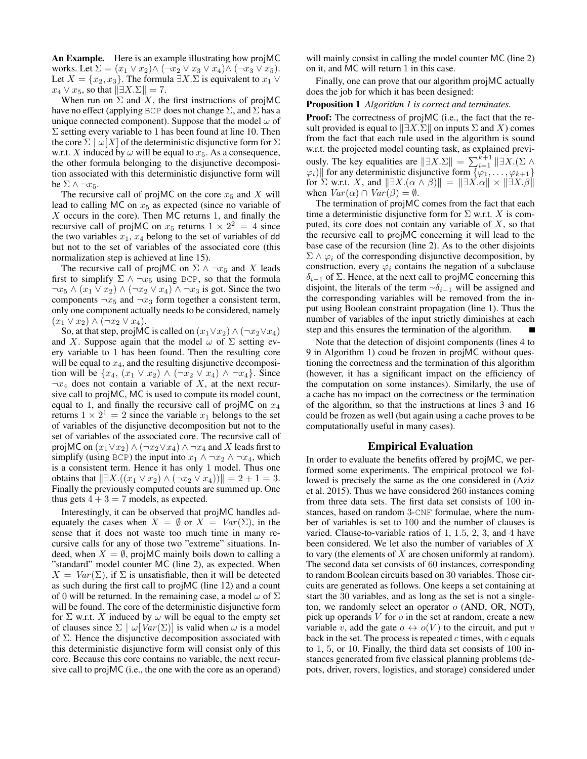**An Example.** Here is an example illustrating how projMC works. Let $\Sigma = (x_1 \vee x_2) \wedge (\neg x_2 \vee x_3 \vee x_4) \wedge (\neg x_3 \vee x_5)$. Let $X = \{x_2, x_3\}$. The formula $\exists X.\Sigma$ is equivalent to $x_1 \vee x_4 \vee x_5$, so that $\|\exists X.\Sigma\| = 7$.

When run on $\Sigma$ and $X$, the first instructions of projMC have no effect (applying BCP does not change $\Sigma$, and $\Sigma$ has a unique connected component). Suppose that the model $\omega$ of $\Sigma$ setting every variable to 1 has been found at line 10. Then the core $\Sigma \mid \omega[X]$ of the deterministic disjunctive form for $\Sigma$ w.r.t. $X$ induced by $\omega$ will be equal to $x_5$. As a consequence, the other formula belonging to the disjunctive decomposition associated with this deterministic disjunctive form will be $\Sigma \wedge \neg x_5$.

The recursive call of projMC on the core $x_5$ and $X$ will lead to calling MC on $x_5$ as expected (since no variable of $X$ occurs in the core). Then MC returns 1, and finally the recursive call of projMC on $x_5$ returns $1 \times 2^2 = 4$ since the two variables $x_1$, $x_4$ belong to the set of variables of dd but not to the set of variables of the associated core (this normalization step is achieved at line 15).

The recursive call of projMC on $\Sigma \wedge \neg x_5$ and $X$ leads first to simplify $\Sigma \wedge \neg x_5$ using BCP, so that the formula $\neg x_5 \wedge (x_1 \vee x_2) \wedge (\neg x_2 \vee x_4) \wedge \neg x_3$ is got. Since the two components $\neg x_5$ and $\neg x_3$ form together a consistent term, only one component actually needs to be considered, namely $(x_1 \vee x_2) \wedge (\neg x_2 \vee x_4)$.

So, at that step, projMC is called on $(x_1 \vee x_2) \wedge (\neg x_2 \vee x_4)$ and $X$. Suppose again that the model $\omega$ of $\Sigma$ setting every variable to 1 has been found. Then the resulting core will be equal to $x_4$, and the resulting disjunctive decomposition will be $\{x_4, (x_1 \vee x_2) \wedge (\neg x_2 \vee x_4) \wedge \neg x_4\}$. Since $\neg x_4$ does not contain a variable of $X$, at the next recursive call to projMC, MC is used to compute its model count, equal to 1, and finally the recursive call of projMC on $x_4$ returns $1 \times 2^1 = 2$ since the variable $x_1$ belongs to the set of variables of the disjunctive decomposition but not to the set of variables of the associated core. The recursive call of projMC on $(x_1 \vee x_2) \wedge (\neg x_2 \vee x_4) \wedge \neg x_4$ and $X$ leads first to simplify (using BCP) the input into $x_1 \wedge \neg x_2 \wedge \neg x_4$, which is a consistent term. Hence it has only 1 model. Thus one obtains that $\|\exists X.((x_1 \vee x_2) \wedge (\neg x_2 \vee x_4))\| = 2 + 1 = 3$. Finally the previously computed counts are summed up. One thus gets $4 + 3 = 7$ models, as expected.

Interestingly, it can be observed that projMC handles adequately the cases when $X = \emptyset$ or $X = Var(\Sigma)$, in the sense that it does not waste too much time in many recursive calls for any of those two "extreme" situations. Indeed, when $X = \emptyset$, projMC mainly boils down to calling a "standard" model counter MC (line 2), as expected. When $X = Var(\Sigma)$, if $\Sigma$ is unsatisfiable, then it will be detected as such during the first call to projMC (line 12) and a count of 0 will be returned. In the remaining case, a model $\omega$ of $\Sigma$ will be found. The core of the deterministic disjunctive form for $\Sigma$ w.r.t. $X$ induced by $\omega$ will be equal to the empty set of clauses since $\Sigma \mid \omega[Var(\Sigma)]$ is valid when $\omega$ is a model of $\Sigma$. Hence the disjunctive decomposition associated with this deterministic disjunctive form will consist only of this core. Because this core contains no variable, the next recursive call to projMC (i.e., the one with the core as an operand) will mainly consist in calling the model counter MC (line 2) on it, and MC will return 1 in this case.

Finally, one can prove that our algorithm projMC actually does the job for which it has been designed:

**Proposition 1** *Algorithm 1 is correct and terminates.*

**Proof:** The correctness of projMC (i.e., the fact that the result provided is equal to $\|\exists X.\Sigma\|$ on inputs $\Sigma$ and $X$) comes from the fact that each rule used in the algorithm is sound w.r.t. the projected model counting task, as explained previously. The key equalities are $\|\exists X.\Sigma\| = \sum_{i=1}^{k+1} \|\exists X.(\Sigma \wedge \varphi_i)\|$ for any deterministic disjunctive form $\{\varphi_1, \ldots, \varphi_{k+1}\}$ for $\Sigma$ w.r.t. $X$, and $\|\exists X.(\alpha \wedge \beta)\| = \|\exists X.\alpha\| \times \|\exists X.\beta\|$ when $Var(\alpha) \cap Var(\beta) = \emptyset$.

The termination of projMC comes from the fact that each time a deterministic disjunctive form for $\Sigma$ w.r.t. $X$ is computed, its core does not contain any variable of $X$, so that the recursive call to projMC concerning it will lead to the base case of the recursion (line 2). As to the other disjoints $\Sigma \wedge \varphi_i$ of the corresponding disjunctive decomposition, by construction, every $\varphi_i$ contains the negation of a subclause $\delta_{i-1}$ of $\Sigma$. Hence, at the next call to projMC concerning this disjoint, the literals of the term $\sim\delta_{i-1}$ will be assigned and the corresponding variables will be removed from the input using Boolean constraint propagation (line 1). Thus the number of variables of the input strictly diminishes at each step and this ensures the termination of the algorithm. ■

Note that the detection of disjoint components (lines 4 to 9 in Algorithm 1) coud be frozen in projMC without questioning the correctness and the termination of this algorithm (however, it has a significant impact on the efficiency of the computation on some instances). Similarly, the use of a cache has no impact on the correctness or the termination of the algorithm, so that the instructions at lines 3 and 16 could be frozen as well (but again using a cache proves to be computationally useful in many cases).

## Empirical Evaluation

In order to evaluate the benefits offered by projMC, we performed some experiments. The empirical protocol we followed is precisely the same as the one considered in (Aziz et al. 2015). Thus we have considered 260 instances coming from three data sets. The first data set consists of 100 instances, based on random 3-CNF formulae, where the number of variables is set to 100 and the number of clauses is varied. Clause-to-variable ratios of 1, 1.5, 2, 3, and 4 have been considered. We let also the number of variables of $X$ to vary (the elements of $X$ are chosen uniformly at random). The second data set consists of 60 instances, corresponding to random Boolean circuits based on 30 variables. Those circuits are generated as follows. One keeps a set containing at start the 30 variables, and as long as the set is not a singleton, we randomly select an operator $o$ (AND, OR, NOT), pick up operands $V$ for $o$ in the set at random, create a new variable $v$, add the gate $o \leftrightarrow o(V)$ to the circuit, and put $v$ back in the set. The process is repeated $c$ times, with $c$ equals to 1, 5, or 10. Finally, the third data set consists of 100 instances generated from five classical planning problems (depots, driver, rovers, logistics, and storage) considered under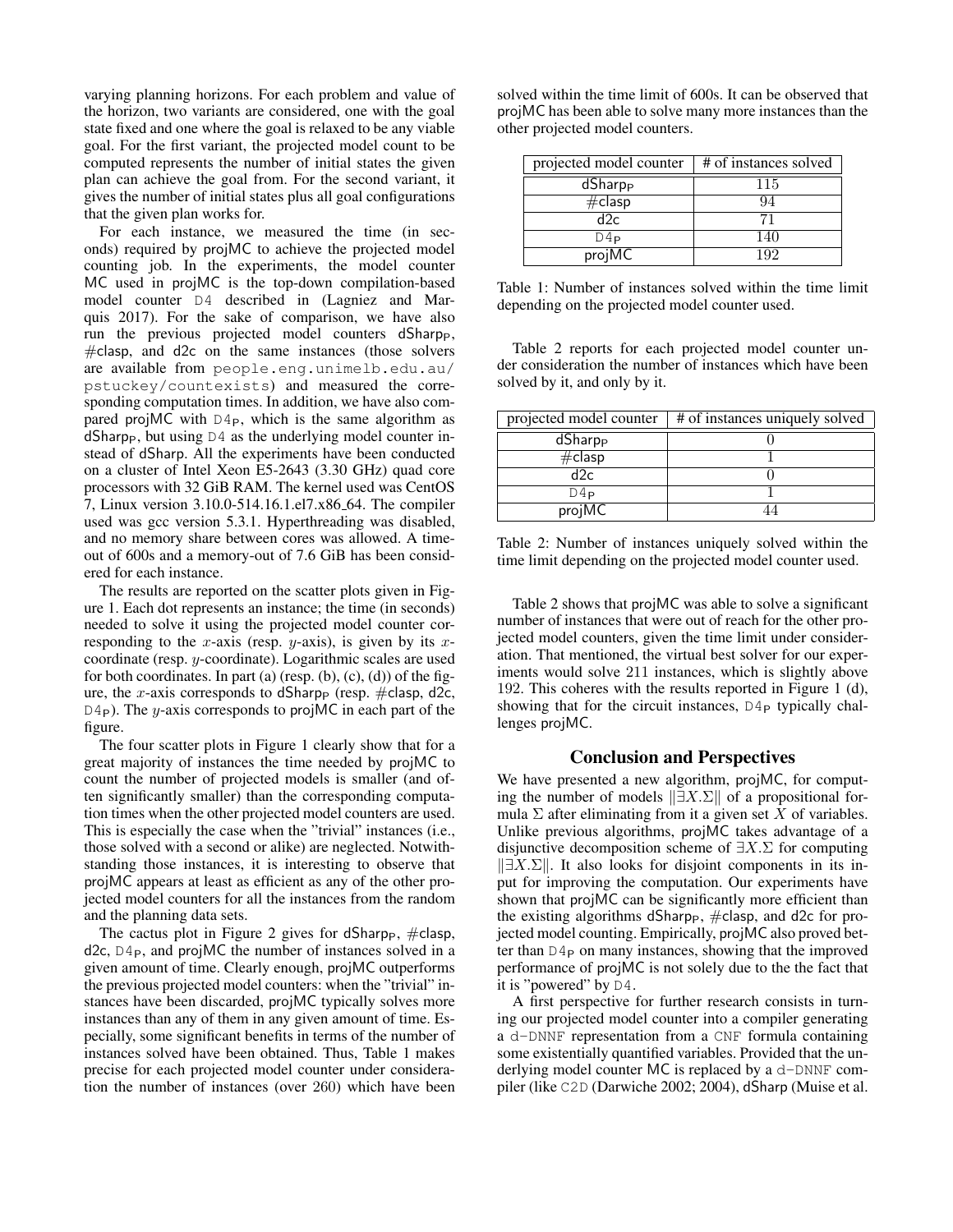varying planning horizons. For each problem and value of the horizon, two variants are considered, one with the goal state fixed and one where the goal is relaxed to be any viable goal. For the first variant, the projected model count to be computed represents the number of initial states the given plan can achieve the goal from. For the second variant, it gives the number of initial states plus all goal configurations that the given plan works for.

For each instance, we measured the time (in seconds) required by projMC to achieve the projected model counting job. In the experiments, the model counter MC used in projMC is the top-down compilation-based model counter D4 described in (Lagniez and Marquis 2017). For the sake of comparison, we have also run the previous projected model counters $\text{dSharp}_\text{P}$, #clasp, and d2c on the same instances (those solvers are available from people.eng.unimelb.edu.au/pstuckey/countexists) and measured the corresponding computation times. In addition, we have also compared projMC with $\text{D4}_\text{P}$, which is the same algorithm as $\text{dSharp}_\text{P}$, but using D4 as the underlying model counter instead of dSharp. All the experiments have been conducted on a cluster of Intel Xeon E5-2643 (3.30 GHz) quad core processors with 32 GiB RAM. The kernel used was CentOS 7, Linux version 3.10.0-514.16.1.el7.x86_64. The compiler used was gcc version 5.3.1. Hyperthreading was disabled, and no memory share between cores was allowed. A timeout of 600s and a memory-out of 7.6 GiB has been considered for each instance.

The results are reported on the scatter plots given in Figure 1. Each dot represents an instance; the time (in seconds) needed to solve it using the projected model counter corresponding to the $x$-axis (resp. $y$-axis), is given by its $x$-coordinate (resp. $y$-coordinate). Logarithmic scales are used for both coordinates. In part (a) (resp. (b), (c), (d)) of the figure, the $x$-axis corresponds to $\text{dSharp}_\text{P}$ (resp. #clasp, d2c, $\text{D4}_\text{P}$). The $y$-axis corresponds to projMC in each part of the figure.

The four scatter plots in Figure 1 clearly show that for a great majority of instances the time needed by projMC to count the number of projected models is smaller (and often significantly smaller) than the corresponding computation times when the other projected model counters are used. This is especially the case when the "trivial" instances (i.e., those solved with a second or alike) are neglected. Notwithstanding those instances, it is interesting to observe that projMC appears at least as efficient as any of the other projected model counters for all the instances from the random and the planning data sets.

The cactus plot in Figure 2 gives for $\text{dSharp}_\text{P}$, #clasp, d2c, $\text{D4}_\text{P}$, and projMC the number of instances solved in a given amount of time. Clearly enough, projMC outperforms the previous projected model counters: when the "trivial" instances have been discarded, projMC typically solves more instances than any of them in any given amount of time. Especially, some significant benefits in terms of the number of instances solved have been obtained. Thus, Table 1 makes precise for each projected model counter under consideration the number of instances (over 260) which have been solved within the time limit of 600s. It can be observed that projMC has been able to solve many more instances than the other projected model counters.

| projected model counter | # of instances solved |
|---|---|
| $\text{dSharp}_\text{P}$ | 115 |
| #clasp | 94 |
| d2c | 71 |
| $\text{D4}_\text{P}$ | 140 |
| projMC | 192 |

Table 1: Number of instances solved within the time limit depending on the projected model counter used.

Table 2 reports for each projected model counter under consideration the number of instances which have been solved by it, and only by it.

| projected model counter | # of instances uniquely solved |
|---|---|
| $\text{dSharp}_\text{P}$ | 0 |
| #clasp | 1 |
| d2c | 0 |
| $\text{D4}_\text{P}$ | 1 |
| projMC | 44 |

Table 2: Number of instances uniquely solved within the time limit depending on the projected model counter used.

Table 2 shows that projMC was able to solve a significant number of instances that were out of reach for the other projected model counters, given the time limit under consideration. That mentioned, the virtual best solver for our experiments would solve 211 instances, which is slightly above 192. This coheres with the results reported in Figure 1 (d), showing that for the circuit instances, $\text{D4}_\text{P}$ typically challenges projMC.

## Conclusion and Perspectives

We have presented a new algorithm, projMC, for computing the number of models $\|\exists X.\Sigma\|$ of a propositional formula $\Sigma$ after eliminating from it a given set $X$ of variables. Unlike previous algorithms, projMC takes advantage of a disjunctive decomposition scheme of $\exists X.\Sigma$ for computing $\|\exists X.\Sigma\|$. It also looks for disjoint components in its input for improving the computation. Our experiments have shown that projMC can be significantly more efficient than the existing algorithms $\text{dSharp}_\text{P}$, #clasp, and d2c for projected model counting. Empirically, projMC also proved better than $\text{D4}_\text{P}$ on many instances, showing that the improved performance of projMC is not solely due to the the fact that it is "powered" by D4.

A first perspective for further research consists in turning our projected model counter into a compiler generating a d-DNNF representation from a CNF formula containing some existentially quantified variables. Provided that the underlying model counter MC is replaced by a d-DNNF compiler (like C2D (Darwiche 2002; 2004), dSharp (Muise et al.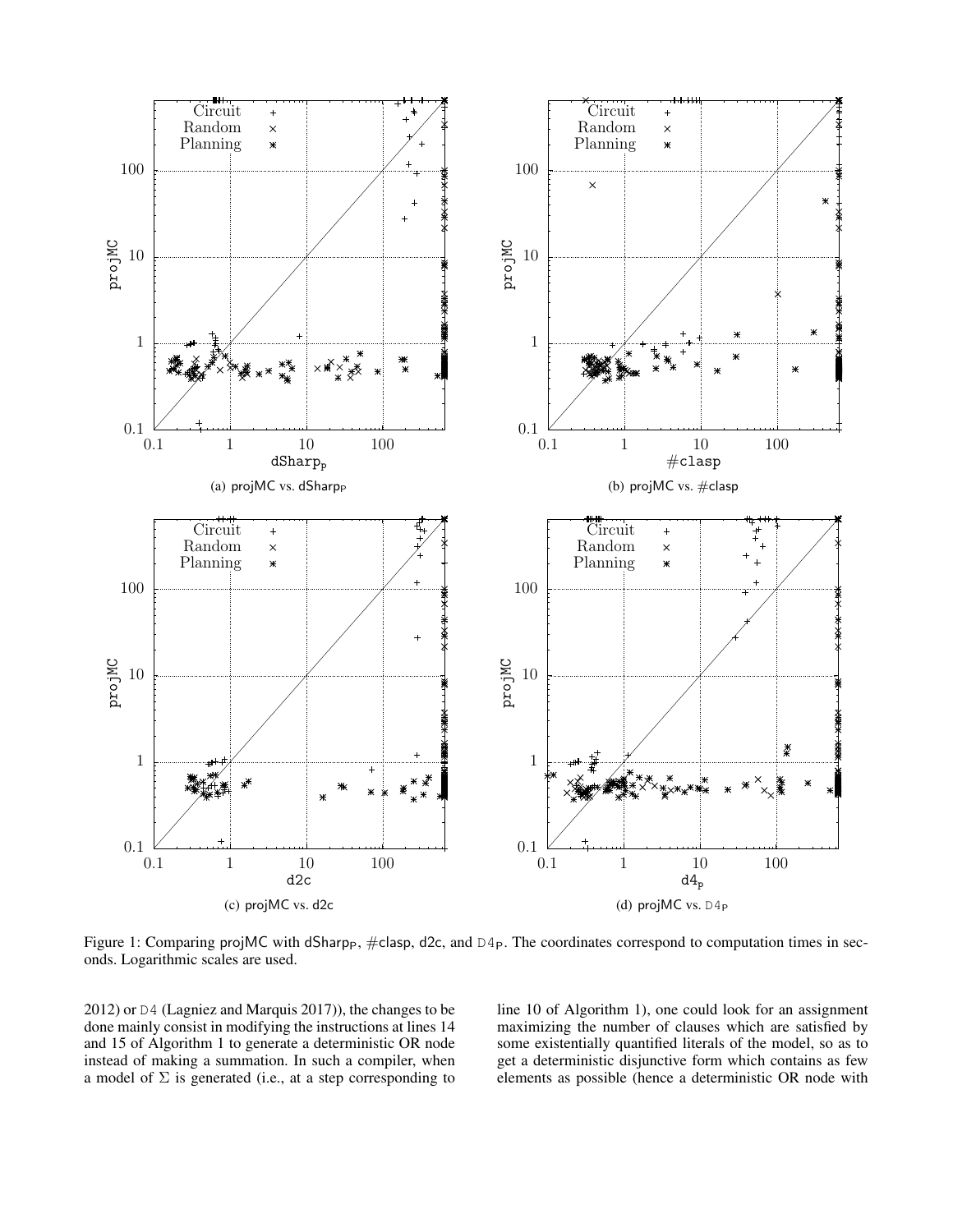Figure 1: Comparing projMC with dSharp$_P$, #clasp, d2c, and D4$_P$. The coordinates correspond to computation times in seconds. Logarithmic scales are used.

(a) projMC vs. dSharp$_P$

(b) projMC vs. #clasp

(c) projMC vs. d2c

(d) projMC vs. D4$_P$

2012) or D4 (Lagniez and Marquis 2017)), the changes to be done mainly consist in modifying the instructions at lines 14 and 15 of Algorithm 1 to generate a deterministic OR node instead of making a summation. In such a compiler, when a model of $\Sigma$ is generated (i.e., at a step corresponding to line 10 of Algorithm 1), one could look for an assignment maximizing the number of clauses which are satisfied by some existentially quantified literals of the model, so as to get a deterministic disjunctive form which contains as few elements as possible (hence a deterministic OR node with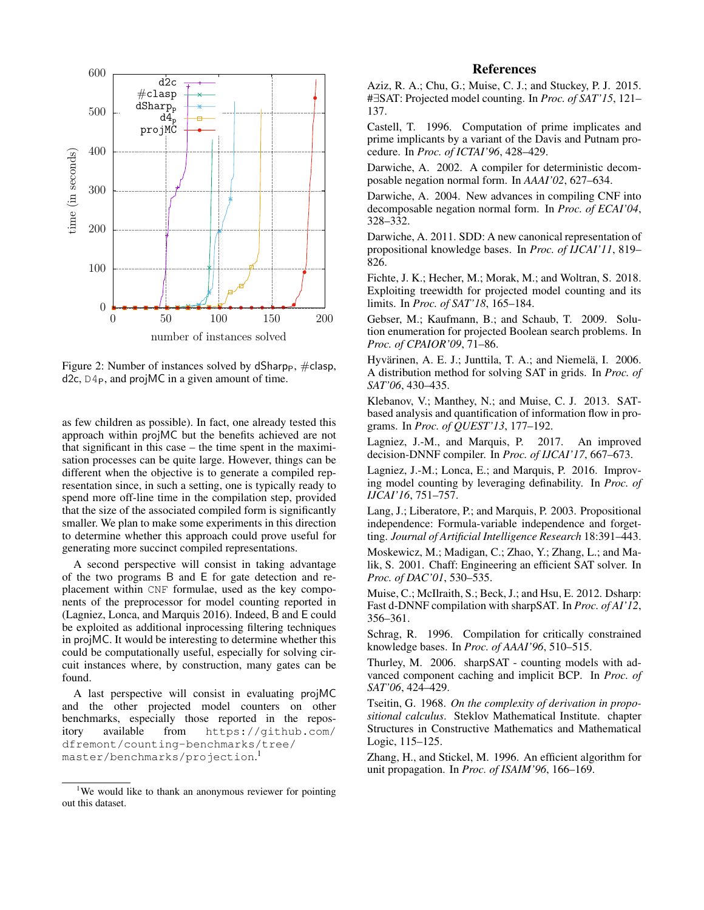600
500
400
300
200
100
0

0
50
100
150
200

time (in seconds)

number of instances solved

d2c
#clasp
dSharp$_P$
d4$_P$
projMC

Figure 2: Number of instances solved by dSharp$_P$, #clasp, d2c, D4$_P$, and projMC in a given amount of time.

as few children as possible). In fact, one already tested this approach within projMC but the benefits achieved are not that significant in this case – the time spent in the maximisation processes can be quite large. However, things can be different when the objective is to generate a compiled representation since, in such a setting, one is typically ready to spend more off-line time in the compilation step, provided that the size of the associated compiled form is significantly smaller. We plan to make some experiments in this direction to determine whether this approach could prove useful for generating more succinct compiled representations.

A second perspective will consist in taking advantage of the two programs B and E for gate detection and replacement within CNF formulae, used as the key components of the preprocessor for model counting reported in (Lagniez, Lonca, and Marquis 2016). Indeed, B and E could be exploited as additional inprocessing filtering techniques in projMC. It would be interesting to determine whether this could be computationally useful, especially for solving circuit instances where, by construction, many gates can be found.

A last perspective will consist in evaluating projMC and the other projected model counters on other benchmarks, especially those reported in the repository available from https://github.com/dfremont/counting-benchmarks/tree/master/benchmarks/projection.[1]

[1]We would like to thank an anonymous reviewer for pointing out this dataset.

## References

Aziz, R. A.; Chu, G.; Muise, C. J.; and Stuckey, P. J. 2015. #∃SAT: Projected model counting. In *Proc. of SAT'15*, 121–137.

Castell, T. 1996. Computation of prime implicates and prime implicants by a variant of the Davis and Putnam procedure. In *Proc. of ICTAI'96*, 428–429.

Darwiche, A. 2002. A compiler for deterministic decomposable negation normal form. In *AAAI'02*, 627–634.

Darwiche, A. 2004. New advances in compiling CNF into decomposable negation normal form. In *Proc. of ECAI'04*, 328–332.

Darwiche, A. 2011. SDD: A new canonical representation of propositional knowledge bases. In *Proc. of IJCAI'11*, 819–826.

Fichte, J. K.; Hecher, M.; Morak, M.; and Woltran, S. 2018. Exploiting treewidth for projected model counting and its limits. In *Proc. of SAT'18*, 165–184.

Gebser, M.; Kaufmann, B.; and Schaub, T. 2009. Solution enumeration for projected Boolean search problems. In *Proc. of CPAIOR'09*, 71–86.

Hyvärinen, A. E. J.; Junttila, T. A.; and Niemelä, I. 2006. A distribution method for solving SAT in grids. In *Proc. of SAT'06*, 430–435.

Klebanov, V.; Manthey, N.; and Muise, C. J. 2013. SAT-based analysis and quantification of information flow in programs. In *Proc. of QUEST'13*, 177–192.

Lagniez, J.-M., and Marquis, P. 2017. An improved decision-DNNF compiler. In *Proc. of IJCAI'17*, 667–673.

Lagniez, J.-M.; Lonca, E.; and Marquis, P. 2016. Improving model counting by leveraging definability. In *Proc. of IJCAI'16*, 751–757.

Lang, J.; Liberatore, P.; and Marquis, P. 2003. Propositional independence: Formula-variable independence and forgetting. *Journal of Artificial Intelligence Research* 18:391–443.

Moskewicz, M.; Madigan, C.; Zhao, Y.; Zhang, L.; and Malik, S. 2001. Chaff: Engineering an efficient SAT solver. In *Proc. of DAC'01*, 530–535.

Muise, C.; McIlraith, S.; Beck, J.; and Hsu, E. 2012. Dsharp: Fast d-DNNF compilation with sharpSAT. In *Proc. of AI'12*, 356–361.

Schrag, R. 1996. Compilation for critically constrained knowledge bases. In *Proc. of AAAI'96*, 510–515.

Thurley, M. 2006. sharpSAT - counting models with advanced component caching and implicit BCP. In *Proc. of SAT'06*, 424–429.

Tseitin, G. 1968. *On the complexity of derivation in propositional calculus*. Steklov Mathematical Institute. chapter Structures in Constructive Mathematics and Mathematical Logic, 115–125.

Zhang, H., and Stickel, M. 1996. An efficient algorithm for unit propagation. In *Proc. of ISAIM'96*, 166–169.